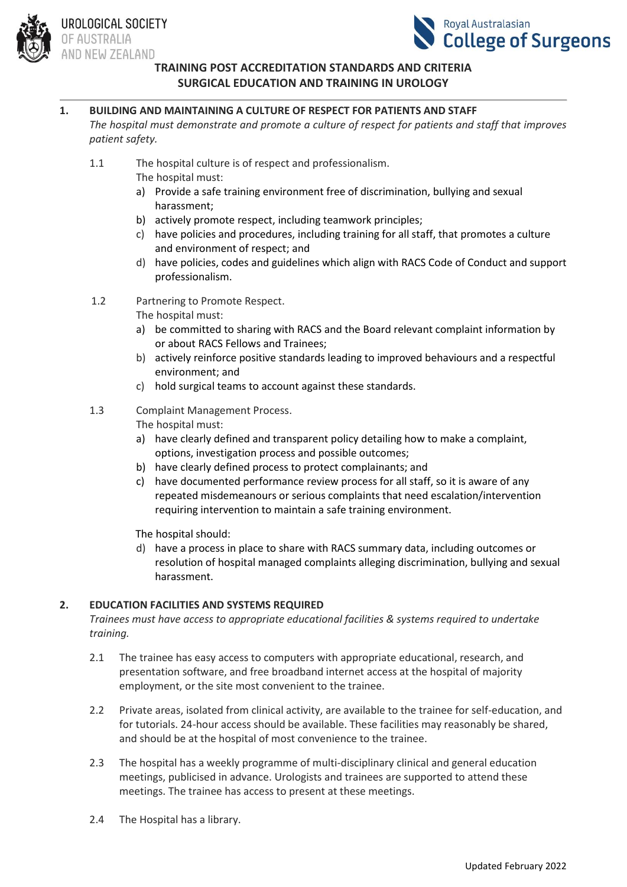UROLOGICAL SOCIETY OF AUSTRALIA AND NEW ZEALAND

Royal Australasian College of Surgeons

# TRAINING POST ACCREDITATION STANDARDS AND CRITERIA
# SURGICAL EDUCATION AND TRAINING IN UROLOGY

## 1. BUILDING AND MAINTAINING A CULTURE OF RESPECT FOR PATIENTS AND STAFF

*The hospital must demonstrate and promote a culture of respect for patients and staff that improves patient safety.*

1.1 The hospital culture is of respect and professionalism.
The hospital must:

a) Provide a safe training environment free of discrimination, bullying and sexual harassment;
b) actively promote respect, including teamwork principles;
c) have policies and procedures, including training for all staff, that promotes a culture and environment of respect; and
d) have policies, codes and guidelines which align with RACS Code of Conduct and support professionalism.

1.2 Partnering to Promote Respect.
The hospital must:

a) be committed to sharing with RACS and the Board relevant complaint information by or about RACS Fellows and Trainees;
b) actively reinforce positive standards leading to improved behaviours and a respectful environment; and
c) hold surgical teams to account against these standards.

1.3 Complaint Management Process.
The hospital must:

a) have clearly defined and transparent policy detailing how to make a complaint, options, investigation process and possible outcomes;
b) have clearly defined process to protect complainants; and
c) have documented performance review process for all staff, so it is aware of any repeated misdemeanours or serious complaints that need escalation/intervention requiring intervention to maintain a safe training environment.

The hospital should:

d) have a process in place to share with RACS summary data, including outcomes or resolution of hospital managed complaints alleging discrimination, bullying and sexual harassment.

## 2. EDUCATION FACILITIES AND SYSTEMS REQUIRED

*Trainees must have access to appropriate educational facilities & systems required to undertake training.*

2.1 The trainee has easy access to computers with appropriate educational, research, and presentation software, and free broadband internet access at the hospital of majority employment, or the site most convenient to the trainee.

2.2 Private areas, isolated from clinical activity, are available to the trainee for self-education, and for tutorials. 24-hour access should be available. These facilities may reasonably be shared, and should be at the hospital of most convenience to the trainee.

2.3 The hospital has a weekly programme of multi-disciplinary clinical and general education meetings, publicised in advance. Urologists and trainees are supported to attend these meetings. The trainee has access to present at these meetings.

2.4 The Hospital has a library.

Updated February 2022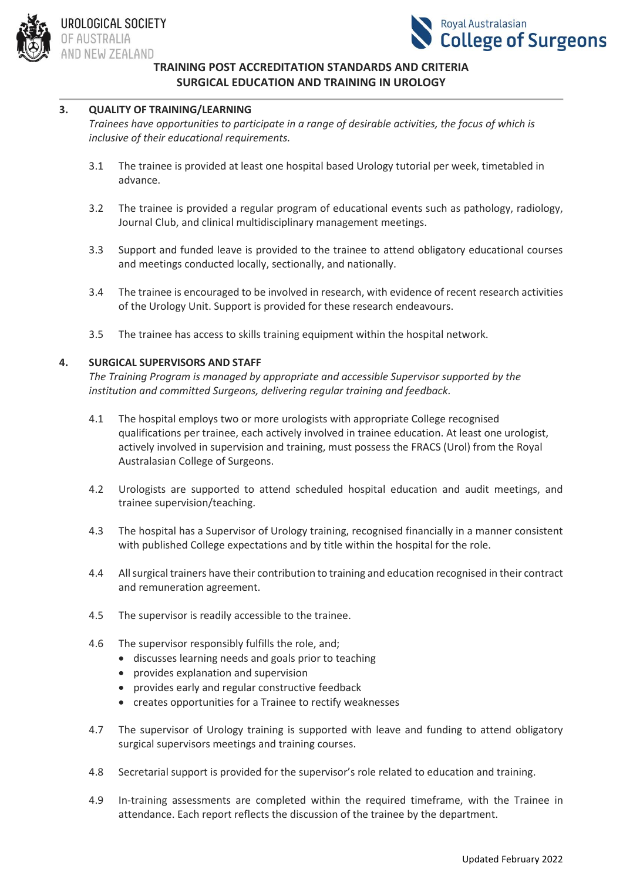## 3. QUALITY OF TRAINING/LEARNING

*Trainees have opportunities to participate in a range of desirable activities, the focus of which is inclusive of their educational requirements.*

3.1 The trainee is provided at least one hospital based Urology tutorial per week, timetabled in advance.

3.2 The trainee is provided a regular program of educational events such as pathology, radiology, Journal Club, and clinical multidisciplinary management meetings.

3.3 Support and funded leave is provided to the trainee to attend obligatory educational courses and meetings conducted locally, sectionally, and nationally.

3.4 The trainee is encouraged to be involved in research, with evidence of recent research activities of the Urology Unit. Support is provided for these research endeavours.

3.5 The trainee has access to skills training equipment within the hospital network.

## 4. SURGICAL SUPERVISORS AND STAFF

*The Training Program is managed by appropriate and accessible Supervisor supported by the institution and committed Surgeons, delivering regular training and feedback.*

4.1 The hospital employs two or more urologists with appropriate College recognised qualifications per trainee, each actively involved in trainee education. At least one urologist, actively involved in supervision and training, must possess the FRACS (Urol) from the Royal Australasian College of Surgeons.

4.2 Urologists are supported to attend scheduled hospital education and audit meetings, and trainee supervision/teaching.

4.3 The hospital has a Supervisor of Urology training, recognised financially in a manner consistent with published College expectations and by title within the hospital for the role.

4.4 All surgical trainers have their contribution to training and education recognised in their contract and remuneration agreement.

4.5 The supervisor is readily accessible to the trainee.

4.6 The supervisor responsibly fulfills the role, and;

- discusses learning needs and goals prior to teaching
- provides explanation and supervision
- provides early and regular constructive feedback
- creates opportunities for a Trainee to rectify weaknesses

4.7 The supervisor of Urology training is supported with leave and funding to attend obligatory surgical supervisors meetings and training courses.

4.8 Secretarial support is provided for the supervisor's role related to education and training.

4.9 In-training assessments are completed within the required timeframe, with the Trainee in attendance. Each report reflects the discussion of the trainee by the department.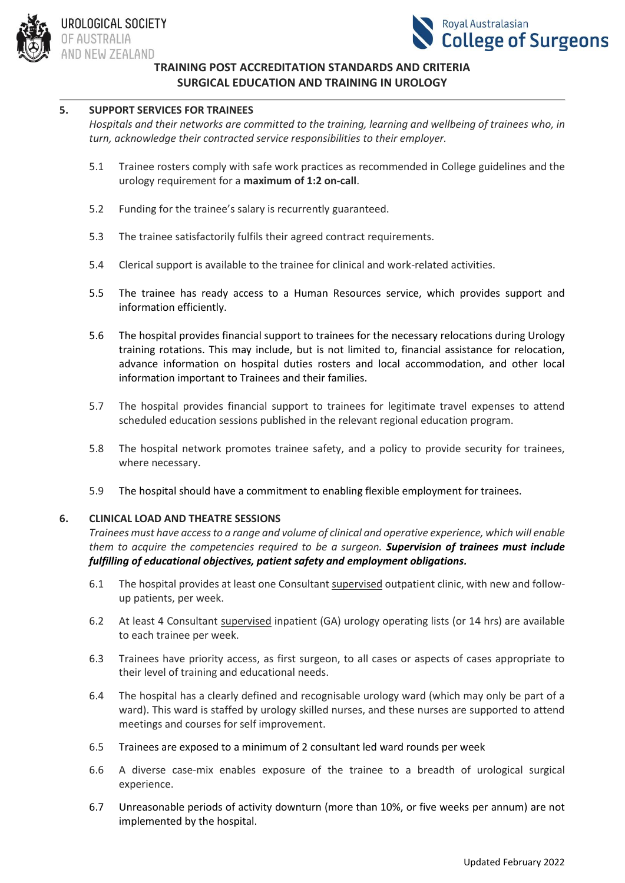## 5. SUPPORT SERVICES FOR TRAINEES

*Hospitals and their networks are committed to the training, learning and wellbeing of trainees who, in turn, acknowledge their contracted service responsibilities to their employer.*

5.1 Trainee rosters comply with safe work practices as recommended in College guidelines and the urology requirement for a **maximum of 1:2 on-call**.

5.2 Funding for the trainee's salary is recurrently guaranteed.

5.3 The trainee satisfactorily fulfils their agreed contract requirements.

5.4 Clerical support is available to the trainee for clinical and work-related activities.

5.5 The trainee has ready access to a Human Resources service, which provides support and information efficiently.

5.6 The hospital provides financial support to trainees for the necessary relocations during Urology training rotations. This may include, but is not limited to, financial assistance for relocation, advance information on hospital duties rosters and local accommodation, and other local information important to Trainees and their families.

5.7 The hospital provides financial support to trainees for legitimate travel expenses to attend scheduled education sessions published in the relevant regional education program.

5.8 The hospital network promotes trainee safety, and a policy to provide security for trainees, where necessary.

5.9 The hospital should have a commitment to enabling flexible employment for trainees.

## 6. CLINICAL LOAD AND THEATRE SESSIONS

*Trainees must have access to a range and volume of clinical and operative experience, which will enable them to acquire the competencies required to be a surgeon.* ***Supervision of trainees must include fulfilling of educational objectives, patient safety and employment obligations.***

6.1 The hospital provides at least one Consultant <u>supervised</u> outpatient clinic, with new and follow-up patients, per week.

6.2 At least 4 Consultant <u>supervised</u> inpatient (GA) urology operating lists (or 14 hrs) are available to each trainee per week.

6.3 Trainees have priority access, as first surgeon, to all cases or aspects of cases appropriate to their level of training and educational needs.

6.4 The hospital has a clearly defined and recognisable urology ward (which may only be part of a ward). This ward is staffed by urology skilled nurses, and these nurses are supported to attend meetings and courses for self improvement.

6.5 Trainees are exposed to a minimum of 2 consultant led ward rounds per week

6.6 A diverse case-mix enables exposure of the trainee to a breadth of urological surgical experience.

6.7 Unreasonable periods of activity downturn (more than 10%, or five weeks per annum) are not implemented by the hospital.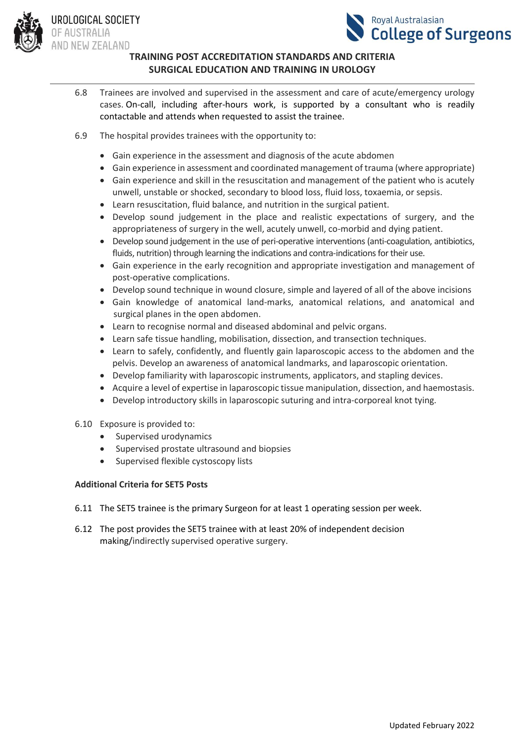6.8 Trainees are involved and supervised in the assessment and care of acute/emergency urology cases. On-call, including after-hours work, is supported by a consultant who is readily contactable and attends when requested to assist the trainee.

6.9 The hospital provides trainees with the opportunity to:

- Gain experience in the assessment and diagnosis of the acute abdomen
- Gain experience in assessment and coordinated management of trauma (where appropriate)
- Gain experience and skill in the resuscitation and management of the patient who is acutely unwell, unstable or shocked, secondary to blood loss, fluid loss, toxaemia, or sepsis.
- Learn resuscitation, fluid balance, and nutrition in the surgical patient.
- Develop sound judgement in the place and realistic expectations of surgery, and the appropriateness of surgery in the well, acutely unwell, co-morbid and dying patient.
- Develop sound judgement in the use of peri-operative interventions (anti-coagulation, antibiotics, fluids, nutrition) through learning the indications and contra-indications for their use.
- Gain experience in the early recognition and appropriate investigation and management of post-operative complications.
- Develop sound technique in wound closure, simple and layered of all of the above incisions
- Gain knowledge of anatomical land-marks, anatomical relations, and anatomical and surgical planes in the open abdomen.
- Learn to recognise normal and diseased abdominal and pelvic organs.
- Learn safe tissue handling, mobilisation, dissection, and transection techniques.
- Learn to safely, confidently, and fluently gain laparoscopic access to the abdomen and the pelvis. Develop an awareness of anatomical landmarks, and laparoscopic orientation.
- Develop familiarity with laparoscopic instruments, applicators, and stapling devices.
- Acquire a level of expertise in laparoscopic tissue manipulation, dissection, and haemostasis.
- Develop introductory skills in laparoscopic suturing and intra-corporeal knot tying.

6.10 Exposure is provided to:

- Supervised urodynamics
- Supervised prostate ultrasound and biopsies
- Supervised flexible cystoscopy lists

**Additional Criteria for SET5 Posts**

6.11 The SET5 trainee is the primary Surgeon for at least 1 operating session per week.

6.12 The post provides the SET5 trainee with at least 20% of independent decision making/indirectly supervised operative surgery.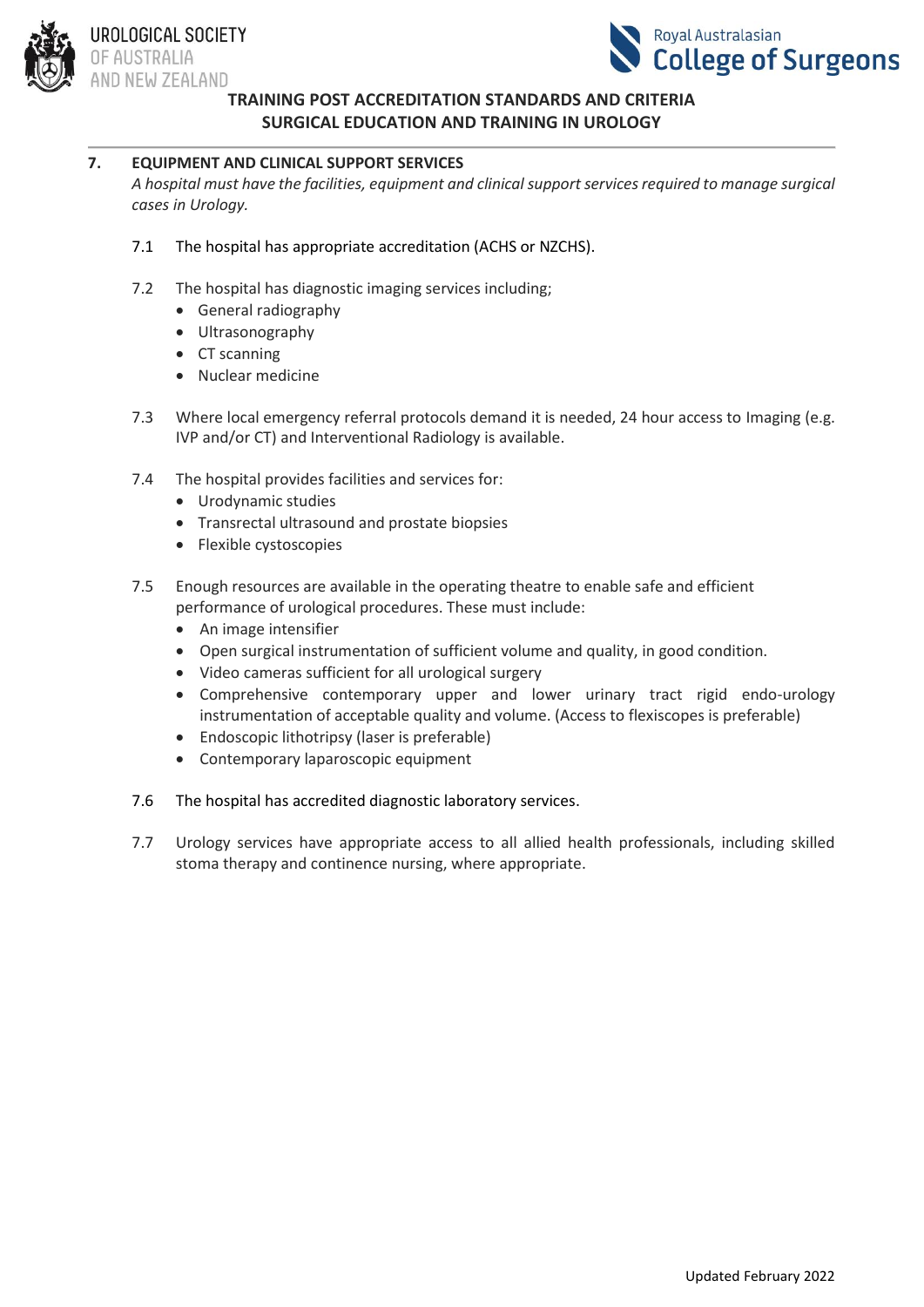## 7. EQUIPMENT AND CLINICAL SUPPORT SERVICES

*A hospital must have the facilities, equipment and clinical support services required to manage surgical cases in Urology.*

7.1 The hospital has appropriate accreditation (ACHS or NZCHS).

7.2 The hospital has diagnostic imaging services including;

- General radiography
- Ultrasonography
- CT scanning
- Nuclear medicine

7.3 Where local emergency referral protocols demand it is needed, 24 hour access to Imaging (e.g. IVP and/or CT) and Interventional Radiology is available.

7.4 The hospital provides facilities and services for:

- Urodynamic studies
- Transrectal ultrasound and prostate biopsies
- Flexible cystoscopies

7.5 Enough resources are available in the operating theatre to enable safe and efficient performance of urological procedures. These must include:

- An image intensifier
- Open surgical instrumentation of sufficient volume and quality, in good condition.
- Video cameras sufficient for all urological surgery
- Comprehensive contemporary upper and lower urinary tract rigid endo-urology instrumentation of acceptable quality and volume. (Access to flexiscopes is preferable)
- Endoscopic lithotripsy (laser is preferable)
- Contemporary laparoscopic equipment

7.6 The hospital has accredited diagnostic laboratory services.

7.7 Urology services have appropriate access to all allied health professionals, including skilled stoma therapy and continence nursing, where appropriate.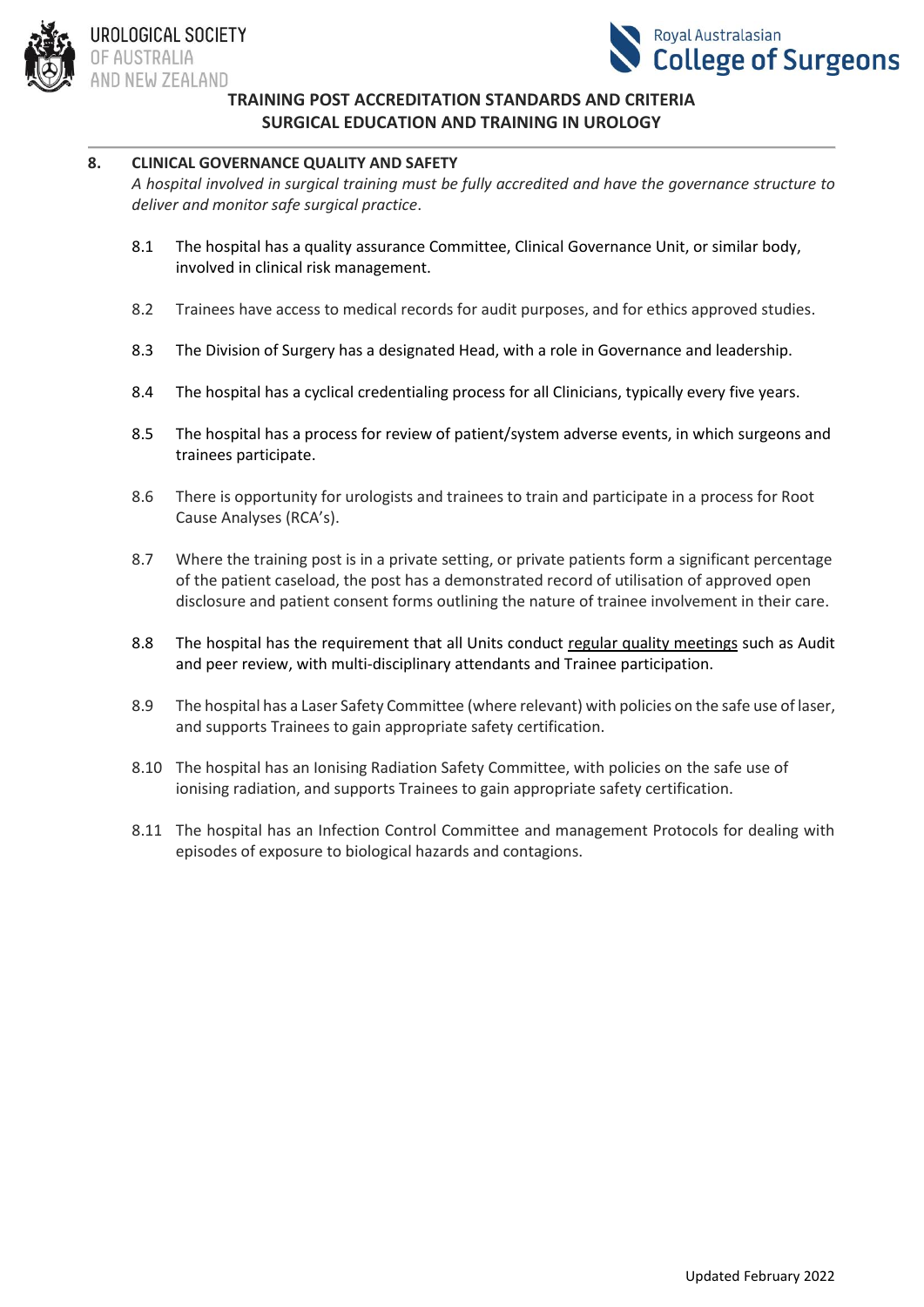## 8. CLINICAL GOVERNANCE QUALITY AND SAFETY

*A hospital involved in surgical training must be fully accredited and have the governance structure to deliver and monitor safe surgical practice*.

8.1 The hospital has a quality assurance Committee, Clinical Governance Unit, or similar body, involved in clinical risk management.

8.2 Trainees have access to medical records for audit purposes, and for ethics approved studies.

8.3 The Division of Surgery has a designated Head, with a role in Governance and leadership.

8.4 The hospital has a cyclical credentialing process for all Clinicians, typically every five years.

8.5 The hospital has a process for review of patient/system adverse events, in which surgeons and trainees participate.

8.6 There is opportunity for urologists and trainees to train and participate in a process for Root Cause Analyses (RCA's).

8.7 Where the training post is in a private setting, or private patients form a significant percentage of the patient caseload, the post has a demonstrated record of utilisation of approved open disclosure and patient consent forms outlining the nature of trainee involvement in their care.

8.8 The hospital has the requirement that all Units conduct regular quality meetings such as Audit and peer review, with multi-disciplinary attendants and Trainee participation.

8.9 The hospital has a Laser Safety Committee (where relevant) with policies on the safe use of laser, and supports Trainees to gain appropriate safety certification.

8.10 The hospital has an Ionising Radiation Safety Committee, with policies on the safe use of ionising radiation, and supports Trainees to gain appropriate safety certification.

8.11 The hospital has an Infection Control Committee and management Protocols for dealing with episodes of exposure to biological hazards and contagions.